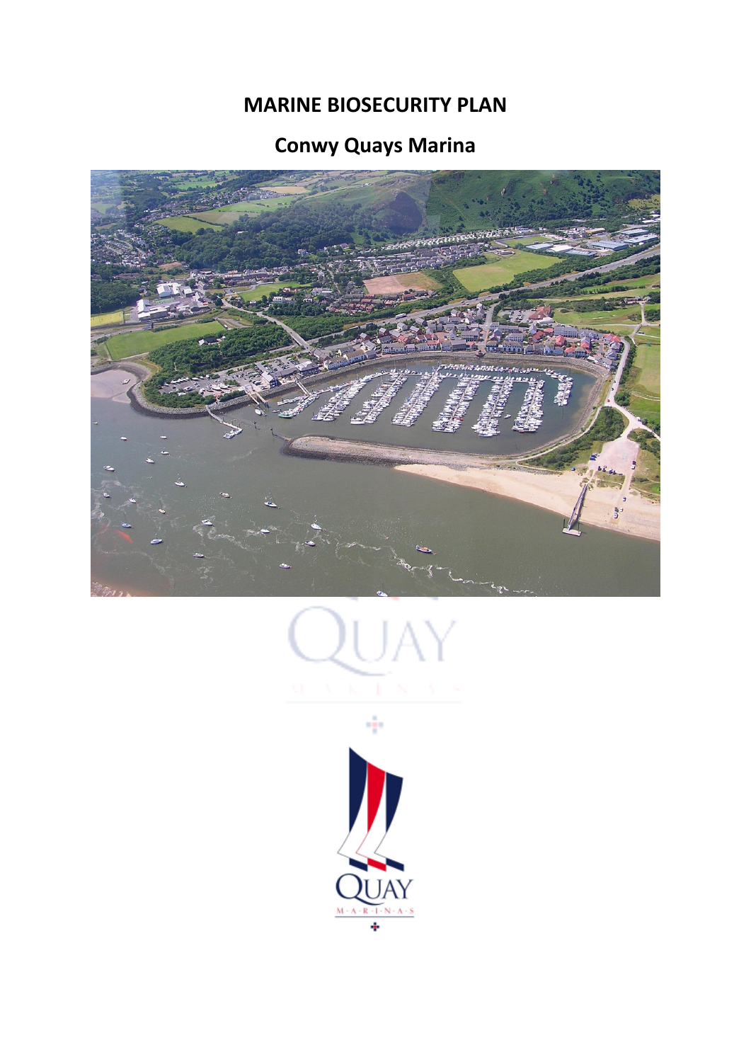# MARINE BIOSECURITY PLAN

## Conwy Quays Marina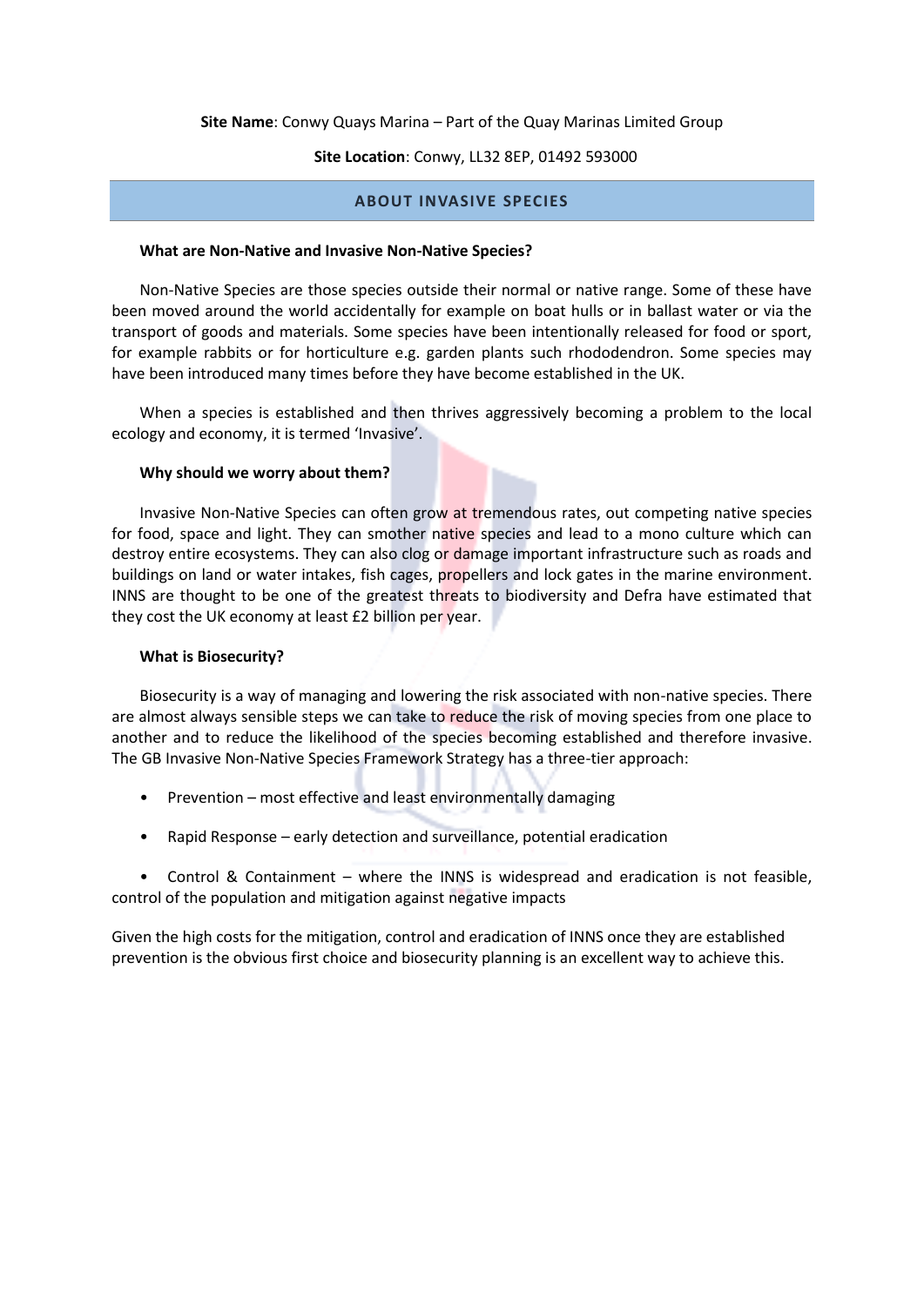**Site Name**: Conwy Quays Marina – Part of the Quay Marinas Limited Group

**Site Location**: Conwy, LL32 8EP, 01492 593000

## ABOUT INVASIVE SPECIES

### What are Non-Native and Invasive Non-Native Species?

Non-Native Species are those species outside their normal or native range. Some of these have been moved around the world accidentally for example on boat hulls or in ballast water or via the transport of goods and materials. Some species have been intentionally released for food or sport, for example rabbits or for horticulture e.g. garden plants such rhododendron. Some species may have been introduced many times before they have become established in the UK.

When a species is established and then thrives aggressively becoming a problem to the local ecology and economy, it is termed 'Invasive'.

### Why should we worry about them?

Invasive Non-Native Species can often grow at tremendous rates, out competing native species for food, space and light. They can smother native species and lead to a mono culture which can destroy entire ecosystems. They can also clog or damage important infrastructure such as roads and buildings on land or water intakes, fish cages, propellers and lock gates in the marine environment. INNS are thought to be one of the greatest threats to biodiversity and Defra have estimated that they cost the UK economy at least £2 billion per year.

### What is Biosecurity?

Biosecurity is a way of managing and lowering the risk associated with non-native species. There are almost always sensible steps we can take to reduce the risk of moving species from one place to another and to reduce the likelihood of the species becoming established and therefore invasive. The GB Invasive Non-Native Species Framework Strategy has a three-tier approach:

- Prevention – most effective and least environmentally damaging
- Rapid Response – early detection and surveillance, potential eradication
- Control & Containment – where the INNS is widespread and eradication is not feasible, control of the population and mitigation against negative impacts

Given the high costs for the mitigation, control and eradication of INNS once they are established prevention is the obvious first choice and biosecurity planning is an excellent way to achieve this.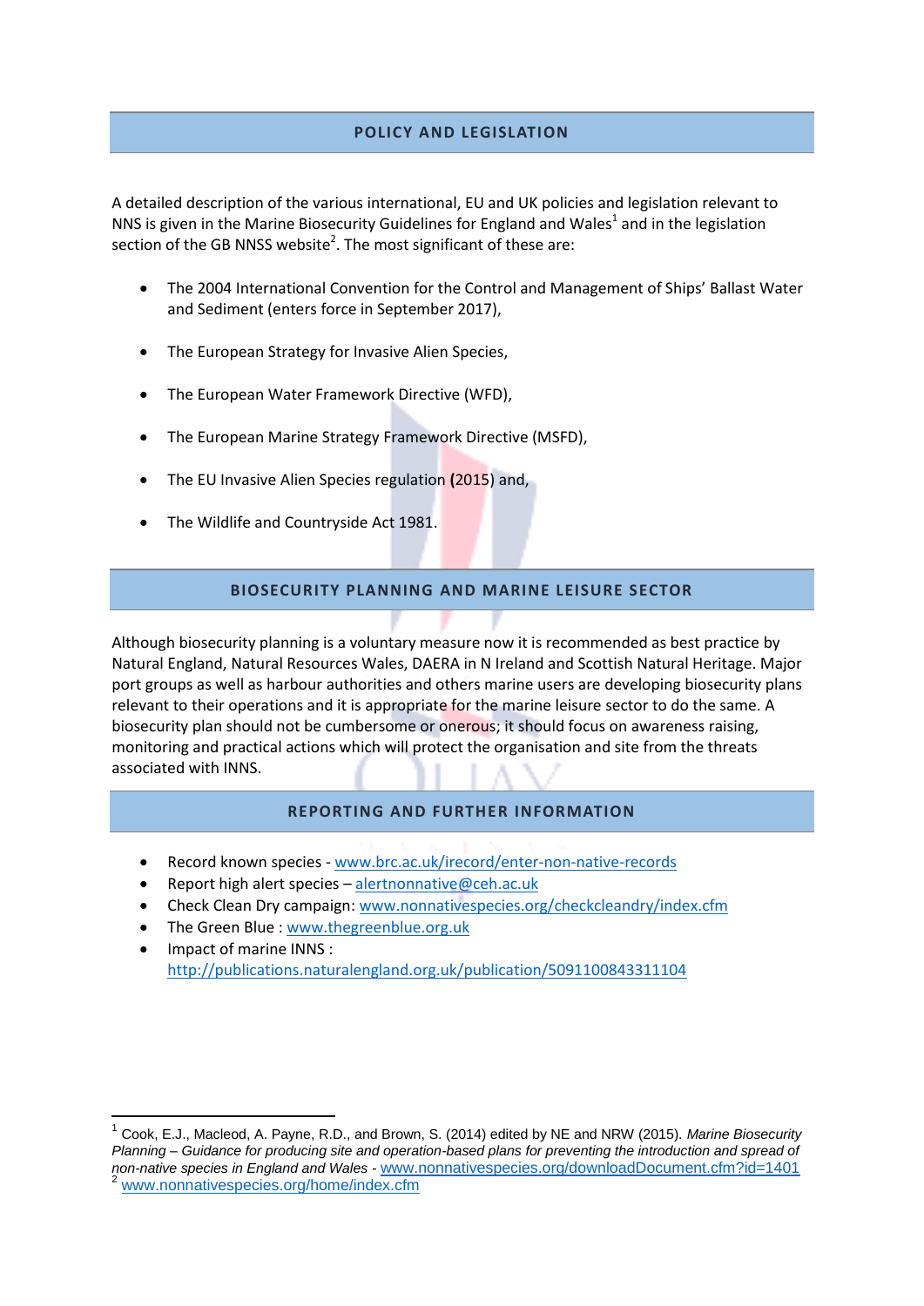## POLICY AND LEGISLATION

A detailed description of the various international, EU and UK policies and legislation relevant to NNS is given in the Marine Biosecurity Guidelines for England and Wales[1] and in the legislation section of the GB NNSS website[2]. The most significant of these are:

- The 2004 International Convention for the Control and Management of Ships' Ballast Water and Sediment (enters force in September 2017),
- The European Strategy for Invasive Alien Species,
- The European Water Framework Directive (WFD),
- The European Marine Strategy Framework Directive (MSFD),
- The EU Invasive Alien Species regulation **(**2015) and,
- The Wildlife and Countryside Act 1981.

## BIOSECURITY PLANNING AND MARINE LEISURE SECTOR

Although biosecurity planning is a voluntary measure now it is recommended as best practice by Natural England, Natural Resources Wales, DAERA in N Ireland and Scottish Natural Heritage. Major port groups as well as harbour authorities and others marine users are developing biosecurity plans relevant to their operations and it is appropriate for the marine leisure sector to do the same. A biosecurity plan should not be cumbersome or onerous; it should focus on awareness raising, monitoring and practical actions which will protect the organisation and site from the threats associated with INNS.

## REPORTING AND FURTHER INFORMATION

- Record known species - www.brc.ac.uk/irecord/enter-non-native-records
- Report high alert species – alertnonnative@ceh.ac.uk
- Check Clean Dry campaign: www.nonnativespecies.org/checkcleandry/index.cfm
- The Green Blue : www.thegreenblue.org.uk
- Impact of marine INNS : http://publications.naturalengland.org.uk/publication/5091100843311104

---

[1] Cook, E.J., Macleod, A. Payne, R.D., and Brown, S. (2014) edited by NE and NRW (2015). *Marine Biosecurity Planning – Guidance for producing site and operation-based plans for preventing the introduction and spread of non-native species in England and Wales* - www.nonnativespecies.org/downloadDocument.cfm?id=1401

[2] www.nonnativespecies.org/home/index.cfm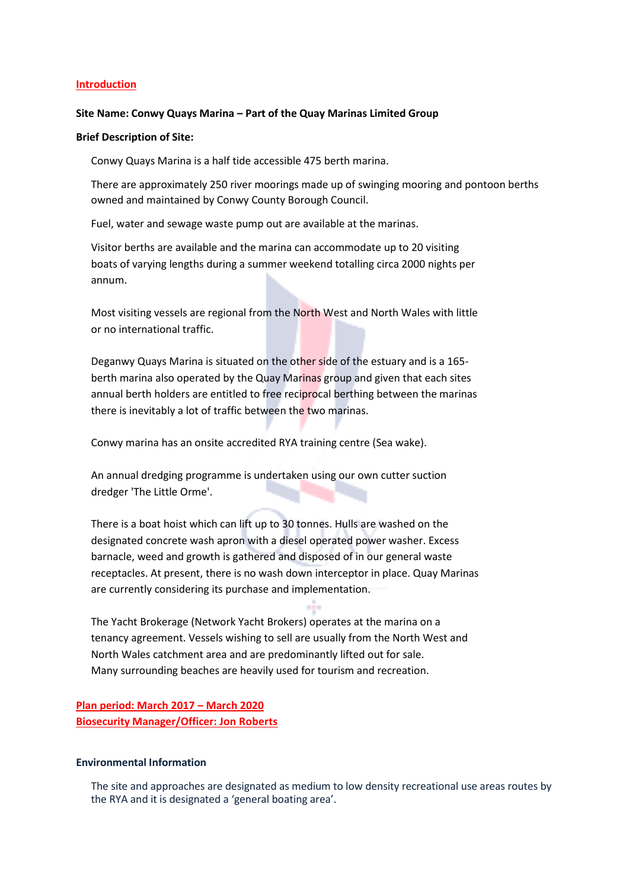## Introduction

**Site Name: Conwy Quays Marina – Part of the Quay Marinas Limited Group**

**Brief Description of Site:**

Conwy Quays Marina is a half tide accessible 475 berth marina.

There are approximately 250 river moorings made up of swinging mooring and pontoon berths owned and maintained by Conwy County Borough Council.

Fuel, water and sewage waste pump out are available at the marinas.

Visitor berths are available and the marina can accommodate up to 20 visiting boats of varying lengths during a summer weekend totalling circa 2000 nights per annum.

Most visiting vessels are regional from the North West and North Wales with little or no international traffic.

Deganwy Quays Marina is situated on the other side of the estuary and is a 165-berth marina also operated by the Quay Marinas group and given that each sites annual berth holders are entitled to free reciprocal berthing between the marinas there is inevitably a lot of traffic between the two marinas.

Conwy marina has an onsite accredited RYA training centre (Sea wake).

An annual dredging programme is undertaken using our own cutter suction dredger 'The Little Orme'.

There is a boat hoist which can lift up to 30 tonnes. Hulls are washed on the designated concrete wash apron with a diesel operated power washer. Excess barnacle, weed and growth is gathered and disposed of in our general waste receptacles. At present, there is no wash down interceptor in place. Quay Marinas are currently considering its purchase and implementation.

The Yacht Brokerage (Network Yacht Brokers) operates at the marina on a tenancy agreement. Vessels wishing to sell are usually from the North West and North Wales catchment area and are predominantly lifted out for sale.
Many surrounding beaches are heavily used for tourism and recreation.

**Plan period: March 2017 – March 2020**
**Biosecurity Manager/Officer: Jon Roberts**

### Environmental Information

The site and approaches are designated as medium to low density recreational use areas routes by the RYA and it is designated a ‘general boating area’.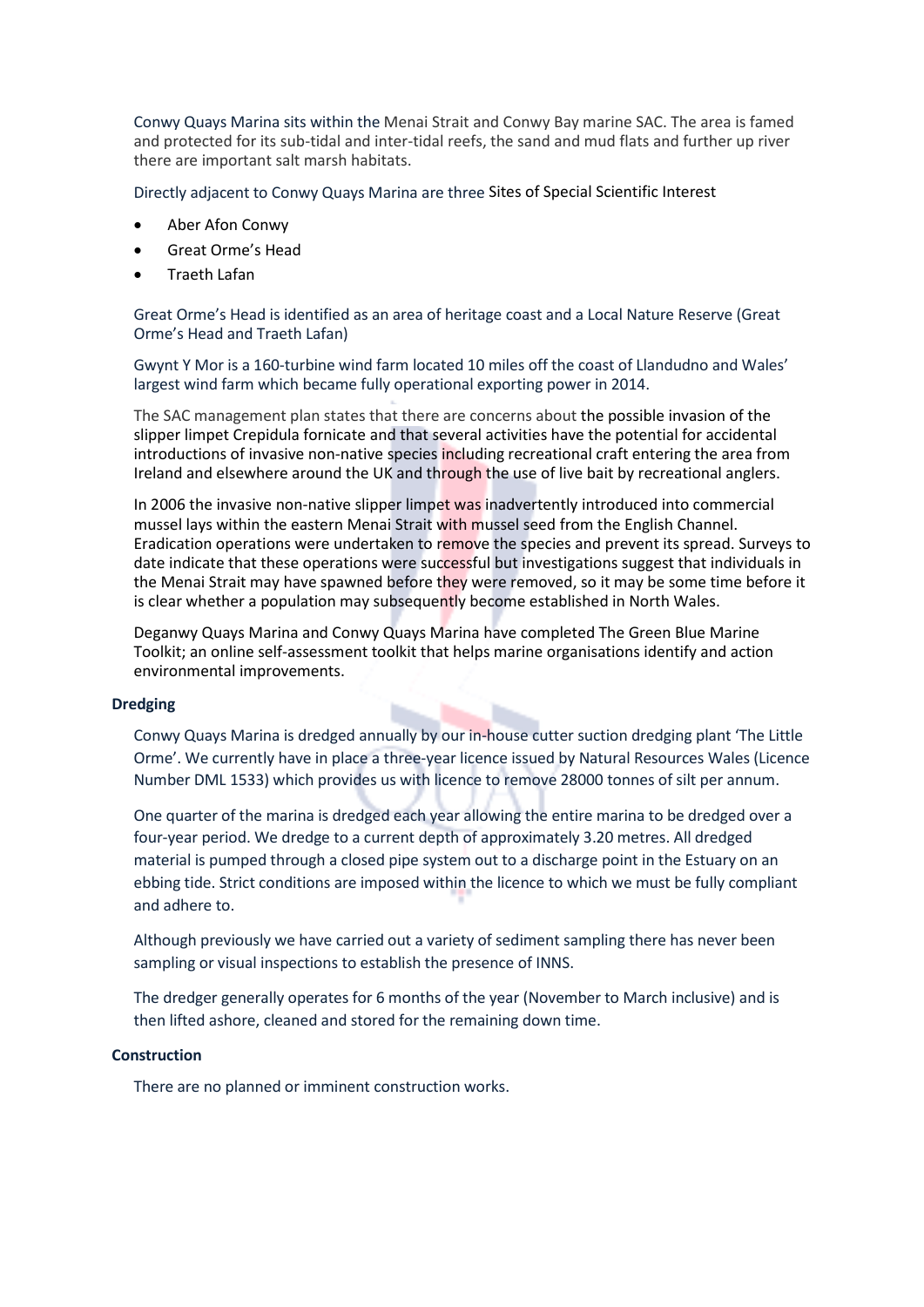Conwy Quays Marina sits within the Menai Strait and Conwy Bay marine SAC. The area is famed and protected for its sub-tidal and inter-tidal reefs, the sand and mud flats and further up river there are important salt marsh habitats.

Directly adjacent to Conwy Quays Marina are three Sites of Special Scientific Interest

- Aber Afon Conwy
- Great Orme's Head
- Traeth Lafan

Great Orme's Head is identified as an area of heritage coast and a Local Nature Reserve (Great Orme's Head and Traeth Lafan)

Gwynt Y Mor is a 160-turbine wind farm located 10 miles off the coast of Llandudno and Wales' largest wind farm which became fully operational exporting power in 2014.

The SAC management plan states that there are concerns about the possible invasion of the slipper limpet Crepidula fornicate and that several activities have the potential for accidental introductions of invasive non-native species including recreational craft entering the area from Ireland and elsewhere around the UK and through the use of live bait by recreational anglers.

In 2006 the invasive non-native slipper limpet was inadvertently introduced into commercial mussel lays within the eastern Menai Strait with mussel seed from the English Channel. Eradication operations were undertaken to remove the species and prevent its spread. Surveys to date indicate that these operations were successful but investigations suggest that individuals in the Menai Strait may have spawned before they were removed, so it may be some time before it is clear whether a population may subsequently become established in North Wales.

Deganwy Quays Marina and Conwy Quays Marina have completed The Green Blue Marine Toolkit; an online self-assessment toolkit that helps marine organisations identify and action environmental improvements.

**Dredging**

Conwy Quays Marina is dredged annually by our in-house cutter suction dredging plant 'The Little Orme'. We currently have in place a three-year licence issued by Natural Resources Wales (Licence Number DML 1533) which provides us with licence to remove 28000 tonnes of silt per annum.

One quarter of the marina is dredged each year allowing the entire marina to be dredged over a four-year period. We dredge to a current depth of approximately 3.20 metres. All dredged material is pumped through a closed pipe system out to a discharge point in the Estuary on an ebbing tide. Strict conditions are imposed within the licence to which we must be fully compliant and adhere to.

Although previously we have carried out a variety of sediment sampling there has never been sampling or visual inspections to establish the presence of INNS.

The dredger generally operates for 6 months of the year (November to March inclusive) and is then lifted ashore, cleaned and stored for the remaining down time.

**Construction**

There are no planned or imminent construction works.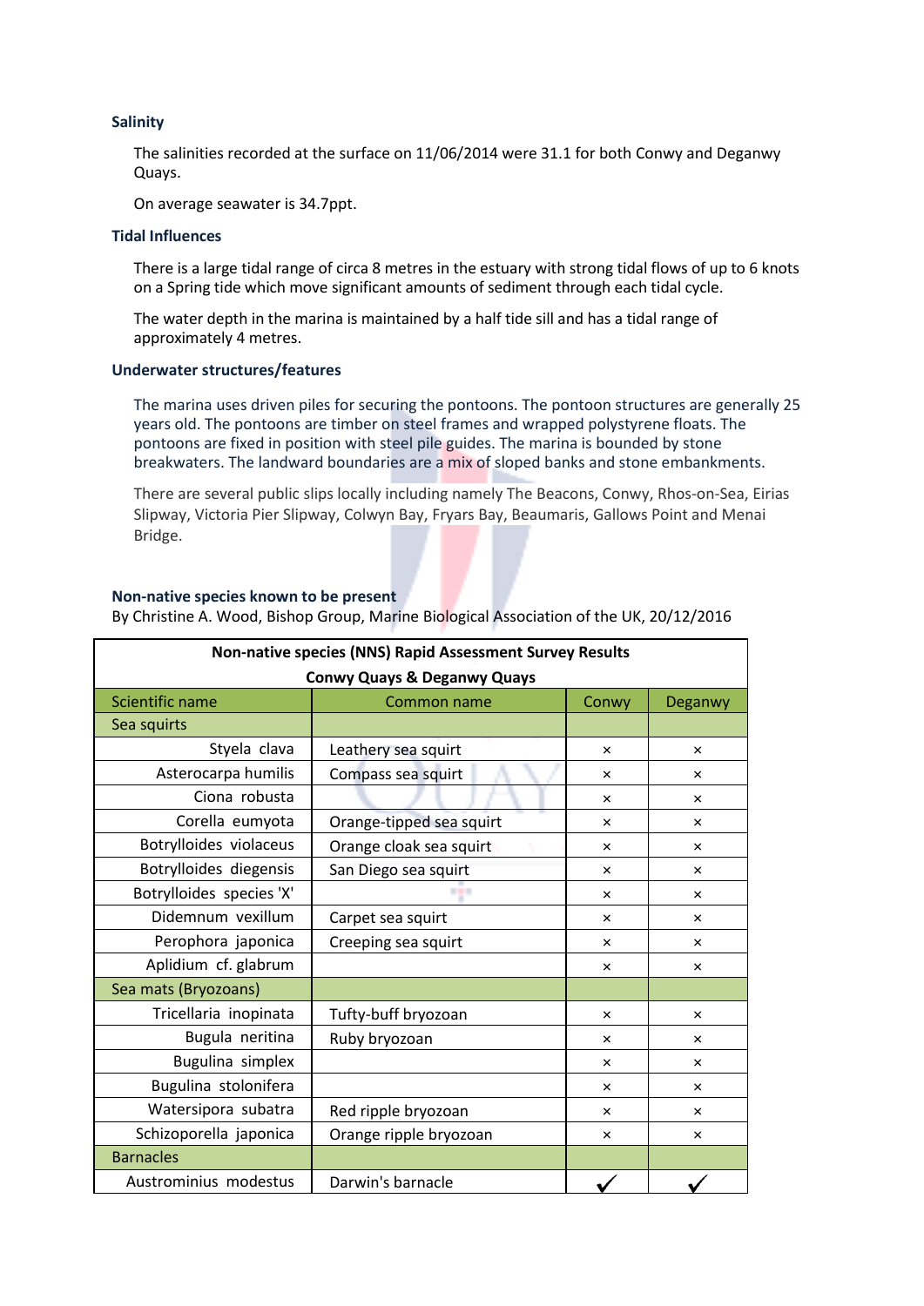### Salinity

The salinities recorded at the surface on 11/06/2014 were 31.1 for both Conwy and Deganwy Quays.

On average seawater is 34.7ppt.

### Tidal Influences

There is a large tidal range of circa 8 metres in the estuary with strong tidal flows of up to 6 knots on a Spring tide which move significant amounts of sediment through each tidal cycle.

The water depth in the marina is maintained by a half tide sill and has a tidal range of approximately 4 metres.

### Underwater structures/features

The marina uses driven piles for securing the pontoons. The pontoon structures are generally 25 years old. The pontoons are timber on steel frames and wrapped polystyrene floats. The pontoons are fixed in position with steel pile guides. The marina is bounded by stone breakwaters. The landward boundaries are a mix of sloped banks and stone embankments.

There are several public slips locally including namely The Beacons, Conwy, Rhos-on-Sea, Eirias Slipway, Victoria Pier Slipway, Colwyn Bay, Fryars Bay, Beaumaris, Gallows Point and Menai Bridge.

### Non-native species known to be present

By Christine A. Wood, Bishop Group, Marine Biological Association of the UK, 20/12/2016

**Non-native species (NNS) Rapid Assessment Survey Results**
**Conwy Quays & Deganwy Quays**

| Scientific name | Common name | Conwy | Deganwy |
|---|---|---|---|
| Sea squirts | | | |
| Styela clava | Leathery sea squirt | × | × |
| Asterocarpa humilis | Compass sea squirt | × | × |
| Ciona robusta | | × | × |
| Corella eumyota | Orange-tipped sea squirt | × | × |
| Botrylloides violaceus | Orange cloak sea squirt | × | × |
| Botrylloides diegensis | San Diego sea squirt | × | × |
| Botrylloides species 'X' | | × | × |
| Didemnum vexillum | Carpet sea squirt | × | × |
| Perophora japonica | Creeping sea squirt | × | × |
| Aplidium cf. glabrum | | × | × |
| Sea mats (Bryozoans) | | | |
| Tricellaria inopinata | Tufty-buff bryozoan | × | × |
| Bugula neritina | Ruby bryozoan | × | × |
| Bugulina simplex | | × | × |
| Bugulina stolonifera | | × | × |
| Watersipora subatra | Red ripple bryozoan | × | × |
| Schizoporella japonica | Orange ripple bryozoan | × | × |
| Barnacles | | | |
| Austrominius modestus | Darwin's barnacle | ✓ | ✓ |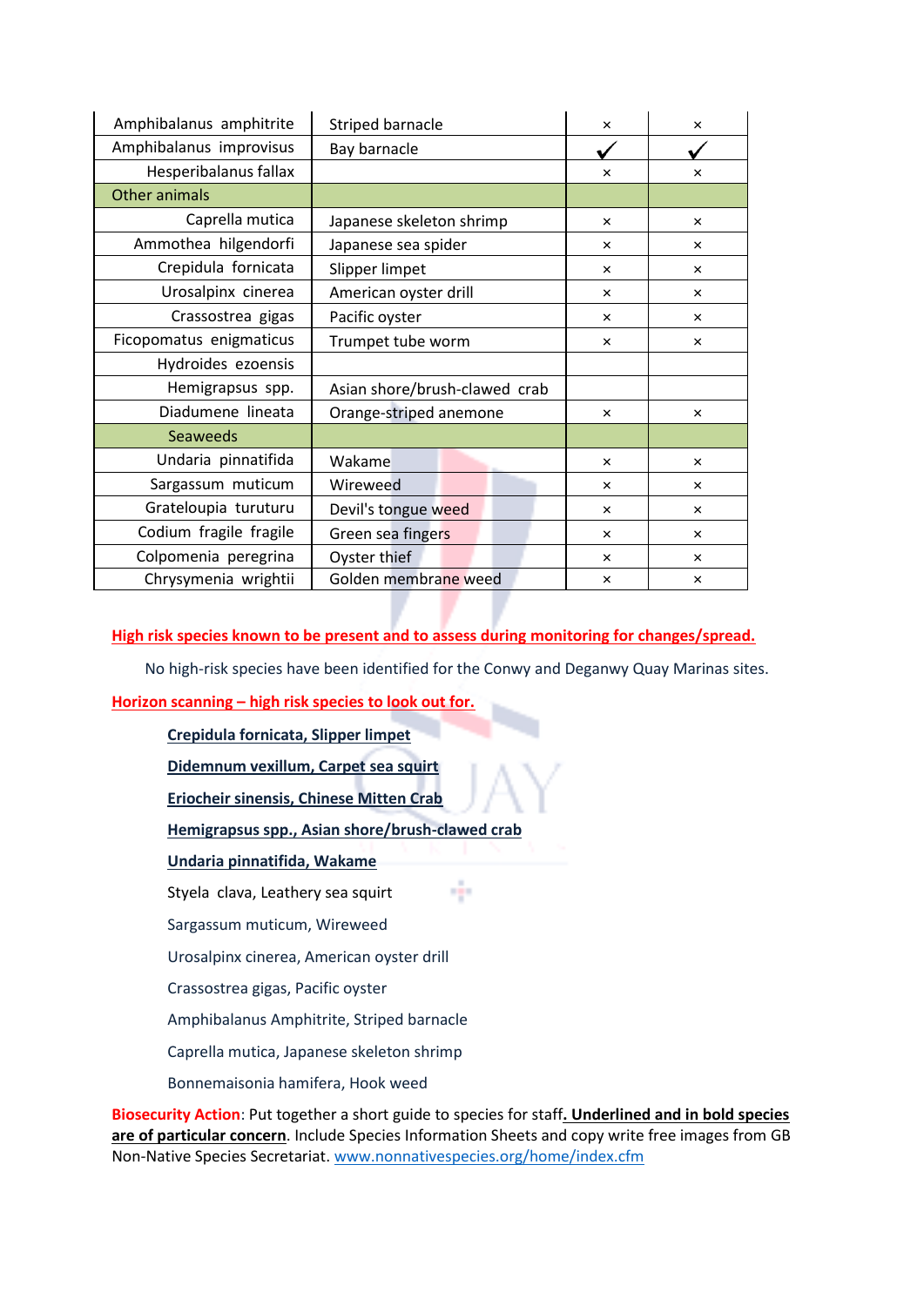| | | | |
|---|---|---|---|
| Amphibalanus amphitrite | Striped barnacle | × | × |
| Amphibalanus improvisus | Bay barnacle | ✓ | ✓ |
| Hesperibalanus fallax | | × | × |
| Other animals | | | |
| Caprella mutica | Japanese skeleton shrimp | × | × |
| Ammothea hilgendorfi | Japanese sea spider | × | × |
| Crepidula fornicata | Slipper limpet | × | × |
| Urosalpinx cinerea | American oyster drill | × | × |
| Crassostrea gigas | Pacific oyster | × | × |
| Ficopomatus enigmaticus | Trumpet tube worm | × | × |
| Hydroides ezoensis | | | |
| Hemigrapsus spp. | Asian shore/brush-clawed crab | | |
| Diadumene lineata | Orange-striped anemone | × | × |
| Seaweeds | | | |
| Undaria pinnatifida | Wakame | × | × |
| Sargassum muticum | Wireweed | × | × |
| Grateloupia turuturu | Devil's tongue weed | × | × |
| Codium fragile fragile | Green sea fingers | × | × |
| Colpomenia peregrina | Oyster thief | × | × |
| Chrysymenia wrightii | Golden membrane weed | × | × |

**High risk species known to be present and to assess during monitoring for changes/spread.**

No high-risk species have been identified for the Conwy and Deganwy Quay Marinas sites.

**Horizon scanning – high risk species to look out for.**

- **Crepidula fornicata, Slipper limpet**
- **Didemnum vexillum, Carpet sea squirt**
- **Eriocheir sinensis, Chinese Mitten Crab**
- **Hemigrapsus spp., Asian shore/brush-clawed crab**
- **Undaria pinnatifida, Wakame**
- Styela clava, Leathery sea squirt
- Sargassum muticum, Wireweed
- Urosalpinx cinerea, American oyster drill
- Crassostrea gigas, Pacific oyster
- Amphibalanus Amphitrite, Striped barnacle
- Caprella mutica, Japanese skeleton shrimp
- Bonnemaisonia hamifera, Hook weed

**Biosecurity Action**: Put together a short guide to species for staff**. Underlined and in bold species are of particular concern**. Include Species Information Sheets and copy write free images from GB Non-Native Species Secretariat. www.nonnativespecies.org/home/index.cfm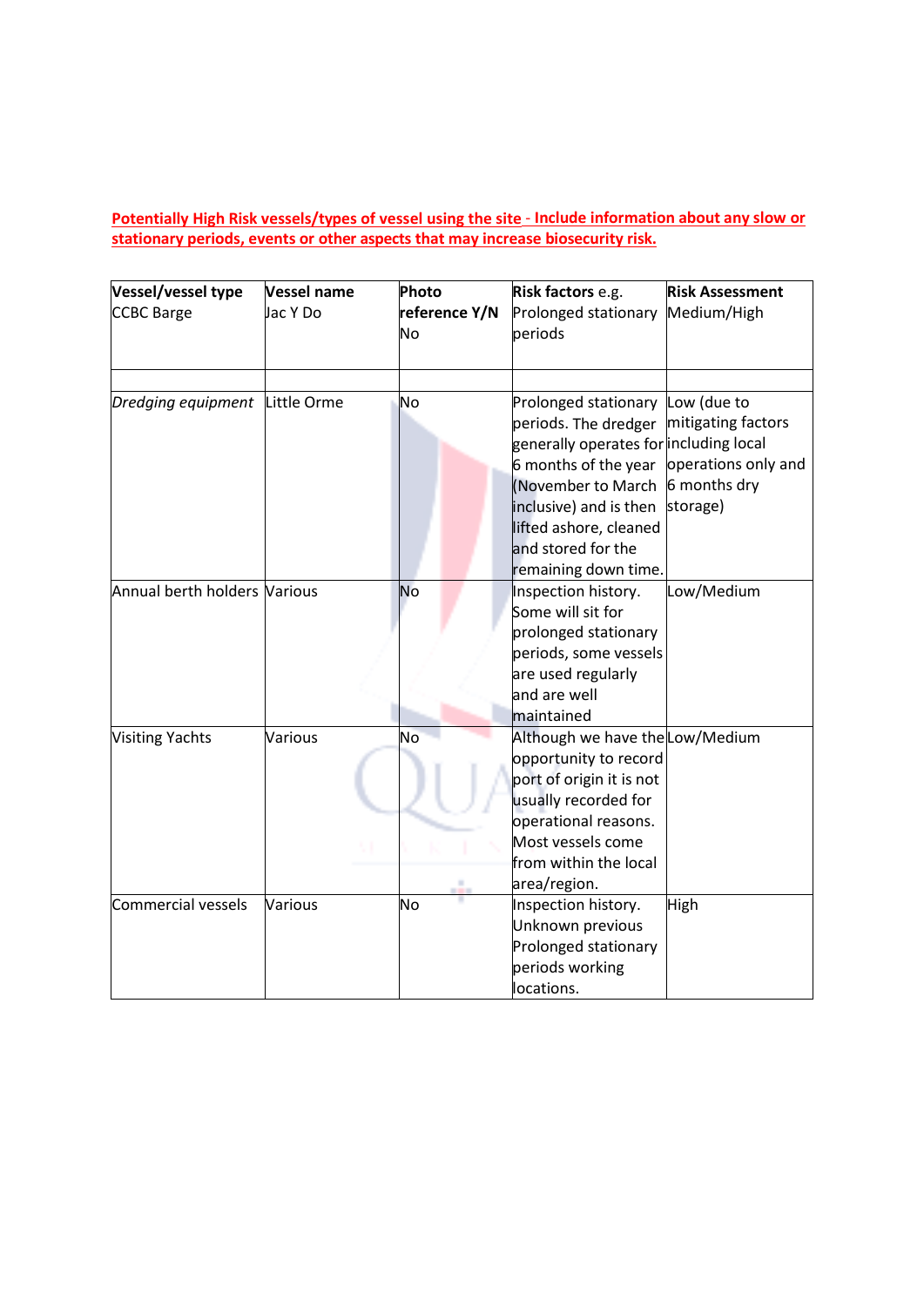**Potentially High Risk vessels/types of vessel using the site - Include information about any slow or stationary periods, events or other aspects that may increase biosecurity risk.**

| **Vessel/vessel type** | **Vessel name** | **Photo reference Y/N** | **Risk factors** e.g. | **Risk Assessment** |
|---|---|---|---|---|
| CCBC Barge | Jac Y Do | No | Prolonged stationary periods | Medium/High |
| | | | | |
| *Dredging equipment* | Little Orme | No | Prolonged stationary periods. The dredger generally operates for 6 months of the year (November to March inclusive) and is then lifted ashore, cleaned and stored for the remaining down time. | Low (due to mitigating factors including local operations only and 6 months dry storage) |
| Annual berth holders | Various | No | Inspection history. Some will sit for prolonged stationary periods, some vessels are used regularly and are well maintained | Low/Medium |
| Visiting Yachts | Various | No | Although we have the opportunity to record port of origin it is not usually recorded for operational reasons. Most vessels come from within the local area/region. | Low/Medium |
| Commercial vessels | Various | No | Inspection history. Unknown previous Prolonged stationary periods working locations. | High |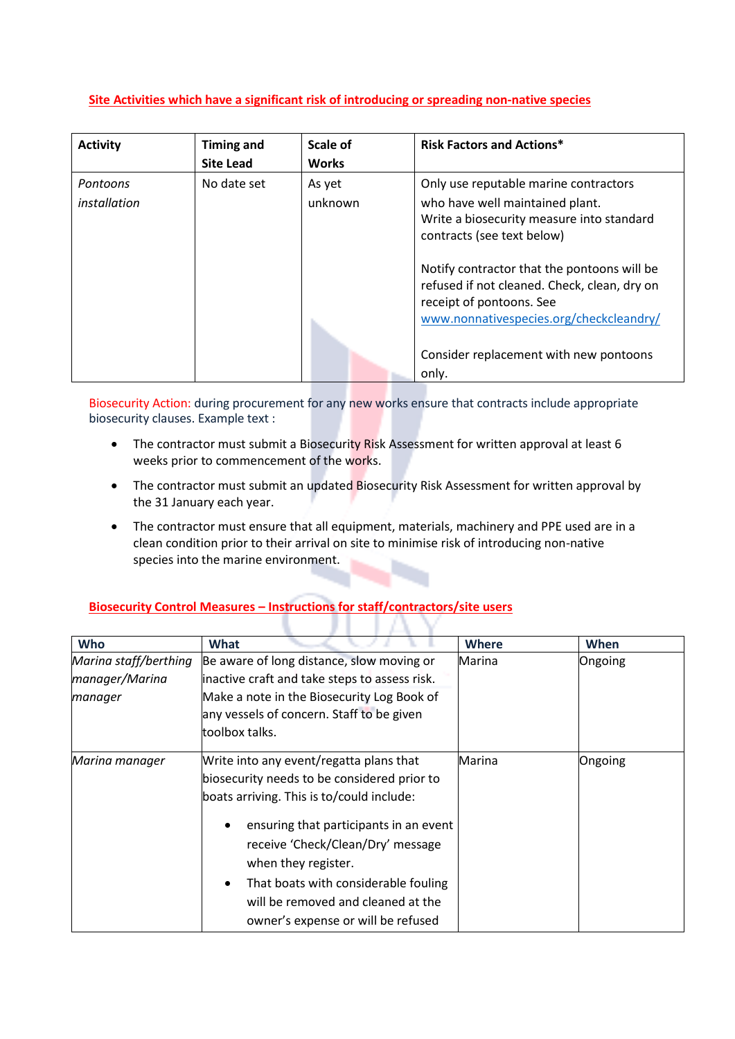## Site Activities which have a significant risk of introducing or spreading non-native species

| Activity | Timing and Site Lead | Scale of Works | Risk Factors and Actions* |
|---|---|---|---|
| *Pontoons installation* | No date set | As yet unknown | Only use reputable marine contractors who have well maintained plant.<br>Write a biosecurity measure into standard contracts (see text below)<br><br>Notify contractor that the pontoons will be refused if not cleaned. Check, clean, dry on receipt of pontoons. See www.nonnativespecies.org/checkcleandry/<br><br>Consider replacement with new pontoons only. |

Biosecurity Action: during procurement for any new works ensure that contracts include appropriate biosecurity clauses. Example text :

- The contractor must submit a Biosecurity Risk Assessment for written approval at least 6 weeks prior to commencement of the works.
- The contractor must submit an updated Biosecurity Risk Assessment for written approval by the 31 January each year.
- The contractor must ensure that all equipment, materials, machinery and PPE used are in a clean condition prior to their arrival on site to minimise risk of introducing non-native species into the marine environment.

## Biosecurity Control Measures – Instructions for staff/contractors/site users

| Who | What | Where | When |
|---|---|---|---|
| *Marina staff/berthing manager/Marina manager* | Be aware of long distance, slow moving or inactive craft and take steps to assess risk. Make a note in the Biosecurity Log Book of any vessels of concern. Staff to be given toolbox talks. | Marina | Ongoing |
| *Marina manager* | Write into any event/regatta plans that biosecurity needs to be considered prior to boats arriving. This is to/could include:<br>• ensuring that participants in an event receive 'Check/Clean/Dry' message when they register.<br>• That boats with considerable fouling will be removed and cleaned at the owner's expense or will be refused | Marina | Ongoing |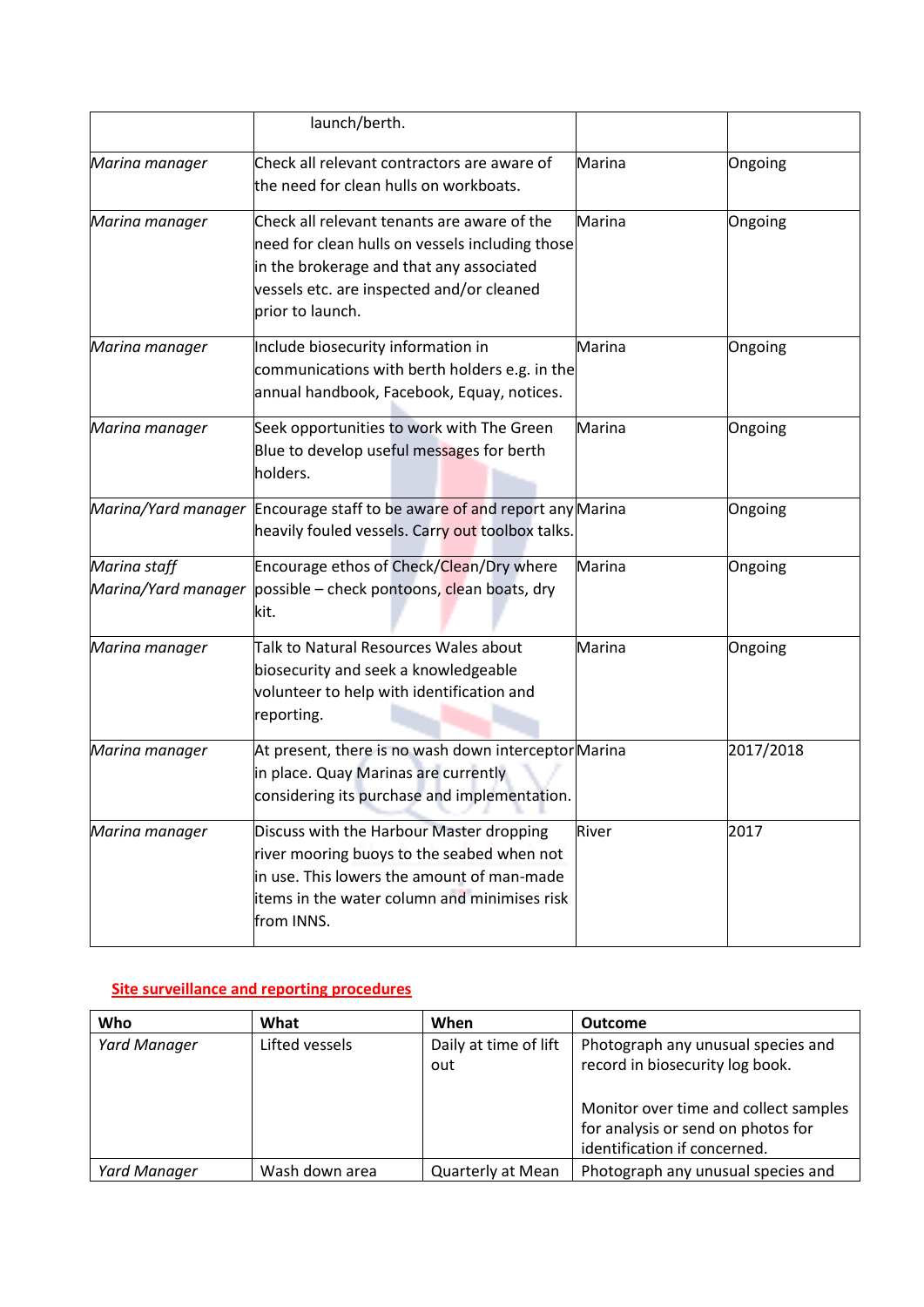| | | | |
|---|---|---|---|
| | launch/berth. | | |
| *Marina manager* | Check all relevant contractors are aware of the need for clean hulls on workboats. | Marina | Ongoing |
| *Marina manager* | Check all relevant tenants are aware of the need for clean hulls on vessels including those in the brokerage and that any associated vessels etc. are inspected and/or cleaned prior to launch. | Marina | Ongoing |
| *Marina manager* | Include biosecurity information in communications with berth holders e.g. in the annual handbook, Facebook, Equay, notices. | Marina | Ongoing |
| *Marina manager* | Seek opportunities to work with The Green Blue to develop useful messages for berth holders. | Marina | Ongoing |
| *Marina/Yard manager* | Encourage staff to be aware of and report any heavily fouled vessels. Carry out toolbox talks. | Marina | Ongoing |
| *Marina staff Marina/Yard manager* | Encourage ethos of Check/Clean/Dry where possible – check pontoons, clean boats, dry kit. | Marina | Ongoing |
| *Marina manager* | Talk to Natural Resources Wales about biosecurity and seek a knowledgeable volunteer to help with identification and reporting. | Marina | Ongoing |
| *Marina manager* | At present, there is no wash down interceptor in place. Quay Marinas are currently considering its purchase and implementation. | Marina | 2017/2018 |
| *Marina manager* | Discuss with the Harbour Master dropping river mooring buoys to the seabed when not in use. This lowers the amount of man-made items in the water column and minimises risk from INNS. | River | 2017 |

## Site surveillance and reporting procedures

| Who | What | When | Outcome |
|---|---|---|---|
| *Yard Manager* | Lifted vessels | Daily at time of lift out | Photograph any unusual species and record in biosecurity log book.<br><br>Monitor over time and collect samples for analysis or send on photos for identification if concerned. |
| *Yard Manager* | Wash down area | Quarterly at Mean | Photograph any unusual species and |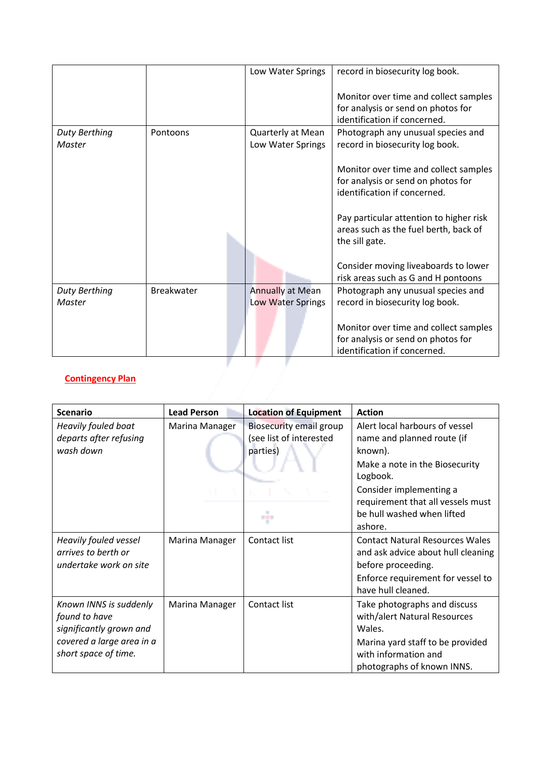| | | | |
|---|---|---|---|
| | | Low Water Springs | record in biosecurity log book.<br><br>Monitor over time and collect samples for analysis or send on photos for identification if concerned. |
| *Duty Berthing Master* | Pontoons | Quarterly at Mean Low Water Springs | Photograph any unusual species and record in biosecurity log book.<br><br>Monitor over time and collect samples for analysis or send on photos for identification if concerned.<br><br>Pay particular attention to higher risk areas such as the fuel berth, back of the sill gate.<br><br>Consider moving liveaboards to lower risk areas such as G and H pontoons |
| *Duty Berthing Master* | Breakwater | Annually at Mean Low Water Springs | Photograph any unusual species and record in biosecurity log book.<br><br>Monitor over time and collect samples for analysis or send on photos for identification if concerned. |

## Contingency Plan

| Scenario | Lead Person | Location of Equipment | Action |
|---|---|---|---|
| *Heavily fouled boat departs after refusing wash down* | Marina Manager | Biosecurity email group (see list of interested parties) | Alert local harbours of vessel name and planned route (if known).<br>Make a note in the Biosecurity Logbook.<br>Consider implementing a requirement that all vessels must be hull washed when lifted ashore. |
| *Heavily fouled vessel arrives to berth or undertake work on site* | Marina Manager | Contact list | Contact Natural Resources Wales and ask advice about hull cleaning before proceeding.<br>Enforce requirement for vessel to have hull cleaned. |
| *Known INNS is suddenly found to have significantly grown and covered a large area in a short space of time.* | Marina Manager | Contact list | Take photographs and discuss with/alert Natural Resources Wales.<br>Marina yard staff to be provided with information and photographs of known INNS. |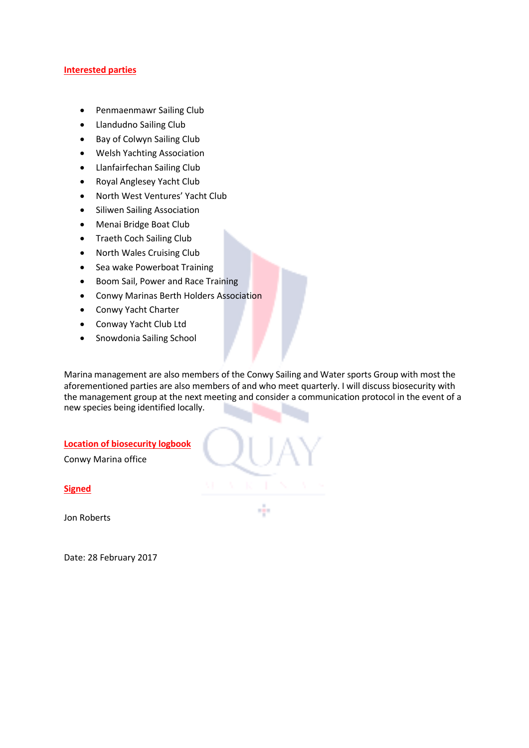**Interested parties**

- Penmaenmawr Sailing Club
- Llandudno Sailing Club
- Bay of Colwyn Sailing Club
- Welsh Yachting Association
- Llanfairfechan Sailing Club
- Royal Anglesey Yacht Club
- North West Ventures' Yacht Club
- Siliwen Sailing Association
- Menai Bridge Boat Club
- Traeth Coch Sailing Club
- North Wales Cruising Club
- Sea wake Powerboat Training
- Boom Sail, Power and Race Training
- Conwy Marinas Berth Holders Association
- Conwy Yacht Charter
- Conway Yacht Club Ltd
- Snowdonia Sailing School

Marina management are also members of the Conwy Sailing and Water sports Group with most the aforementioned parties are also members of and who meet quarterly. I will discuss biosecurity with the management group at the next meeting and consider a communication protocol in the event of a new species being identified locally.

**Location of biosecurity logbook**

Conwy Marina office

**Signed**

Jon Roberts

Date: 28 February 2017